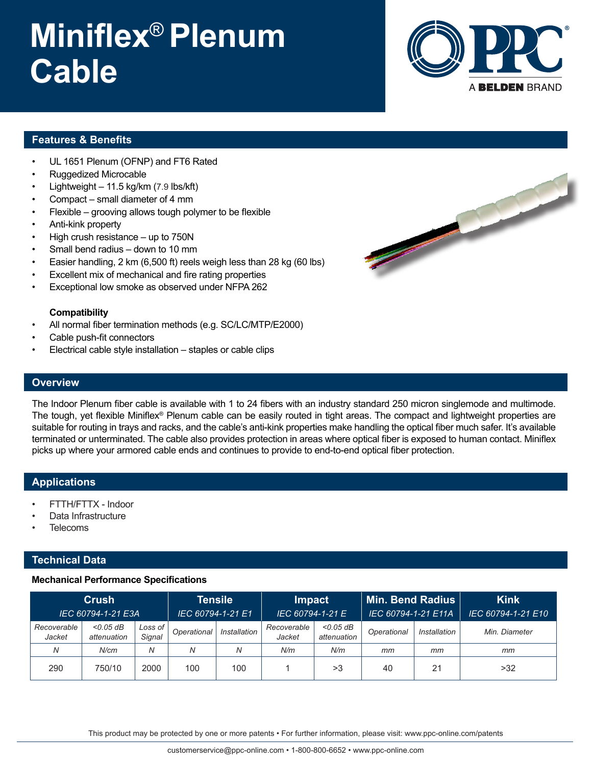# Miniflex® Plenum Cable

A BELDEN BRAND

## Features & Benefits

- UL 1651 Plenum (OFNP) and FT6 Rated
- Ruggedized Microcable
- Lightweight – 11.5 kg/km (7.9 lbs/kft)
- Compact – small diameter of 4 mm
- Flexible – grooving allows tough polymer to be flexible
- Anti-kink property
- High crush resistance – up to 750N
- Small bend radius – down to 10 mm
- Easier handling, 2 km (6,500 ft) reels weigh less than 28 kg (60 lbs)
- Excellent mix of mechanical and fire rating properties
- Exceptional low smoke as observed under NFPA 262

**Compatibility**

- All normal fiber termination methods (e.g. SC/LC/MTP/E2000)
- Cable push-fit connectors
- Electrical cable style installation – staples or cable clips

## Overview

The Indoor Plenum fiber cable is available with 1 to 24 fibers with an industry standard 250 micron singlemode and multimode. The tough, yet flexible Miniflex® Plenum cable can be easily routed in tight areas. The compact and lightweight properties are suitable for routing in trays and racks, and the cable's anti-kink properties make handling the optical fiber much safer. It's available terminated or unterminated. The cable also provides protection in areas where optical fiber is exposed to human contact. Miniflex picks up where your armored cable ends and continues to provide to end-to-end optical fiber protection.

## Applications

- FTTH/FTTX - Indoor
- Data Infrastructure
- Telecoms

## Technical Data

**Mechanical Performance Specifications**

| Crush IEC 60794-1-21 E3A | | | Tensile IEC 60794-1-21 E1 | | Impact IEC 60794-1-21 E | | Min. Bend Radius IEC 60794-1-21 E11A | | Kink IEC 60794-1-21 E10 |
|---|---|---|---|---|---|---|---|---|---|
| Recoverable Jacket | <0.05 dB attenuation | Loss of Signal | Operational | Installation | Recoverable Jacket | <0.05 dB attenuation | Operational | Installation | Min. Diameter |
| N | N/cm | N | N | N | N/m | N/m | mm | mm | mm |
| 290 | 750/10 | 2000 | 100 | 100 | 1 | >3 | 40 | 21 | >32 |

This product may be protected by one or more patents • For further information, please visit: www.ppc-online.com/patents

customerservice@ppc-online.com • 1-800-800-6652 • www.ppc-online.com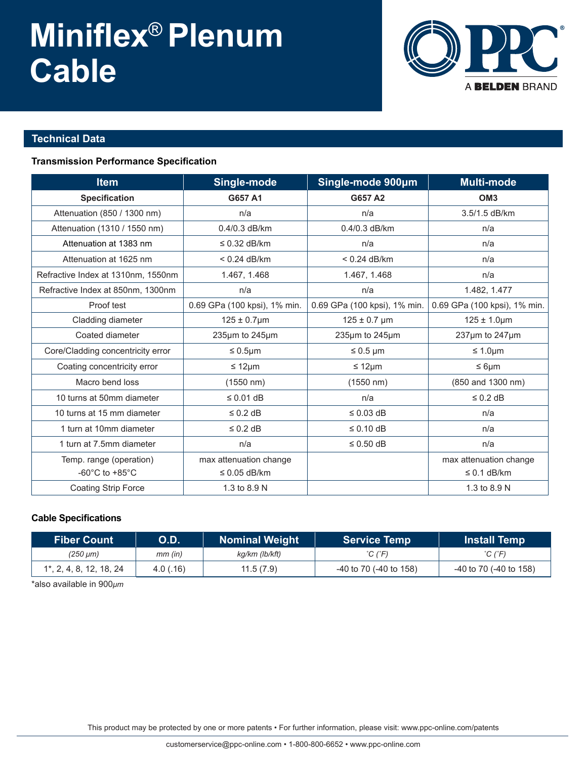# Miniflex® Plenum Cable

## Technical Data

### Transmission Performance Specification

| Item | Single-mode | Single-mode 900µm | Multi-mode |
|---|---|---|---|
| **Specification** | **G657 A1** | **G657 A2** | **OM3** |
| Attenuation (850 / 1300 nm) | n/a | n/a | 3.5/1.5 dB/km |
| Attenuation (1310 / 1550 nm) | 0.4/0.3 dB/km | 0.4/0.3 dB/km | n/a |
| Attenuation at 1383 nm | ≤ 0.32 dB/km | n/a | n/a |
| Attenuation at 1625 nm | < 0.24 dB/km | < 0.24 dB/km | n/a |
| Refractive Index at 1310nm, 1550nm | 1.467, 1.468 | 1.467, 1.468 | n/a |
| Refractive Index at 850nm, 1300nm | n/a | n/a | 1.482, 1.477 |
| Proof test | 0.69 GPa (100 kpsi), 1% min. | 0.69 GPa (100 kpsi), 1% min. | 0.69 GPa (100 kpsi), 1% min. |
| Cladding diameter | 125 ± 0.7µm | 125 ± 0.7 µm | 125 ± 1.0µm |
| Coated diameter | 235µm to 245µm | 235µm to 245µm | 237µm to 247µm |
| Core/Cladding concentricity error | ≤ 0.5µm | ≤ 0.5 µm | ≤ 1.0µm |
| Coating concentricity error | ≤ 12µm | ≤ 12µm | ≤ 6µm |
| Macro bend loss | (1550 nm) | (1550 nm) | (850 and 1300 nm) |
| 10 turns at 50mm diameter | ≤ 0.01 dB | n/a | ≤ 0.2 dB |
| 10 turns at 15 mm diameter | ≤ 0.2 dB | ≤ 0.03 dB | n/a |
| 1 turn at 10mm diameter | ≤ 0.2 dB | ≤ 0.10 dB | n/a |
| 1 turn at 7.5mm diameter | n/a | ≤ 0.50 dB | n/a |
| Temp. range (operation) -60°C to +85°C | max attenuation change ≤ 0.05 dB/km | | max attenuation change ≤ 0.1 dB/km |
| Coating Strip Force | 1.3 to 8.9 N | | 1.3 to 8.9 N |

### Cable Specifications

| Fiber Count | O.D. | Nominal Weight | Service Temp | Install Temp |
|---|---|---|---|---|
| *(250 µm)* | *mm (in)* | *kg/km (lb/kft)* | *˚C (˚F)* | *˚C (˚F)* |
| 1*, 2, 4, 8, 12, 18, 24 | 4.0 (.16) | 11.5 (7.9) | -40 to 70 (-40 to 158) | -40 to 70 (-40 to 158) |

*also available in 900*µm*

This product may be protected by one or more patents • For further information, please visit: www.ppc-online.com/patents

customerservice@ppc-online.com • 1-800-800-6652 • www.ppc-online.com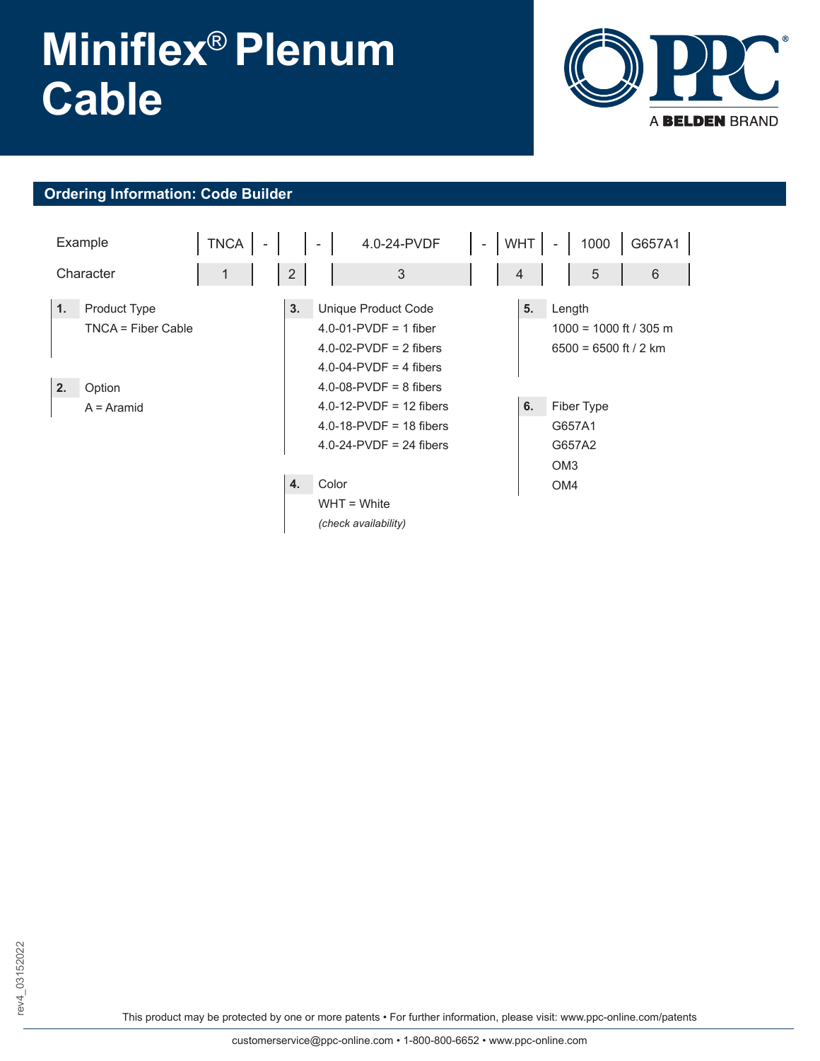# Miniflex® Plenum Cable

## Ordering Information: Code Builder

| | | | | | | | | | | | |
|---|---|---|---|---|---|---|---|---|---|---|---|
| Example | TNCA | - | | - | 4.0-24-PVDF | - | WHT | - | 1000 | G657A1 |
| Character | 1 | | 2 | | 3 | | 4 | | 5 | 6 |

**1.** Product Type
TNCA = Fiber Cable

**2.** Option
A = Aramid

**3.** Unique Product Code
4.0-01-PVDF = 1 fiber
4.0-02-PVDF = 2 fibers
4.0-04-PVDF = 4 fibers
4.0-08-PVDF = 8 fibers
4.0-12-PVDF = 12 fibers
4.0-18-PVDF = 18 fibers
4.0-24-PVDF = 24 fibers

**4.** Color
WHT = White
*(check availability)*

**5.** Length
1000 = 1000 ft / 305 m
6500 = 6500 ft / 2 km

**6.** Fiber Type
G657A1
G657A2
OM3
OM4

rev4_03152022

This product may be protected by one or more patents • For further information, please visit: www.ppc-online.com/patents

customerservice@ppc-online.com • 1-800-800-6652 • www.ppc-online.com